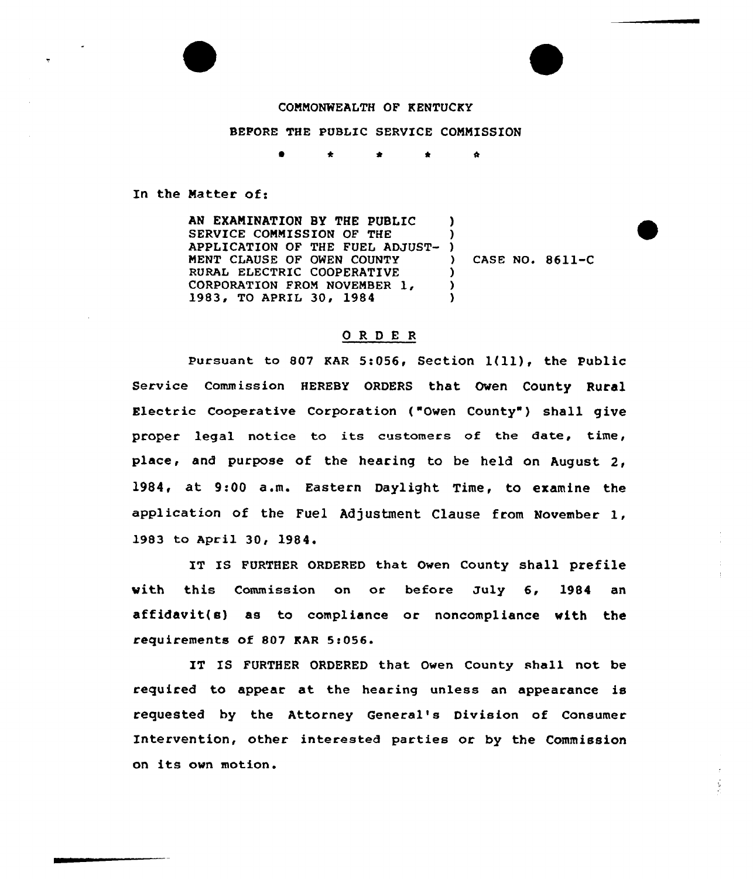COMMONWEALTH OF KENTUCKY

BEFORE THE PUBLIC SERVICE COMMISSION

\* \* \* \* \*

In the Matter of:

| | | |
|---|---|---|
| AN EXAMINATION BY THE PUBLIC SERVICE COMMISSION OF THE APPLICATION OF THE FUEL ADJUSTMENT CLAUSE OF OWEN COUNTY RURAL ELECTRIC COOPERATIVE CORPORATION FROM NOVEMBER 1, 1983, TO APRIL 30, 1984 | ) | CASE NO. 8611-C |

## O R D E R

Pursuant to 807 KAR 5:056, Section 1(11), the Public Service Commission HEREBY ORDERS that Owen County Rural Electric Cooperative Corporation ("Owen County") shall give proper legal notice to its customers of the date, time, place, and purpose of the hearing to be held on August 2, 1984, at 9:00 a.m. Eastern Daylight Time, to examine the application of the Fuel Adjustment Clause from November 1, 1983 to April 30, 1984.

IT IS FURTHER ORDERED that Owen County shall prefile with this Commission on or before July 6, 1984 an affidavit(s) as to compliance or noncompliance with the requirements of 807 KAR 5:056.

IT IS FURTHER ORDERED that Owen County shall not be required to appear at the hearing unless an appearance is requested by the Attorney General's Division of Consumer Intervention, other interested parties or by the Commission on its own motion.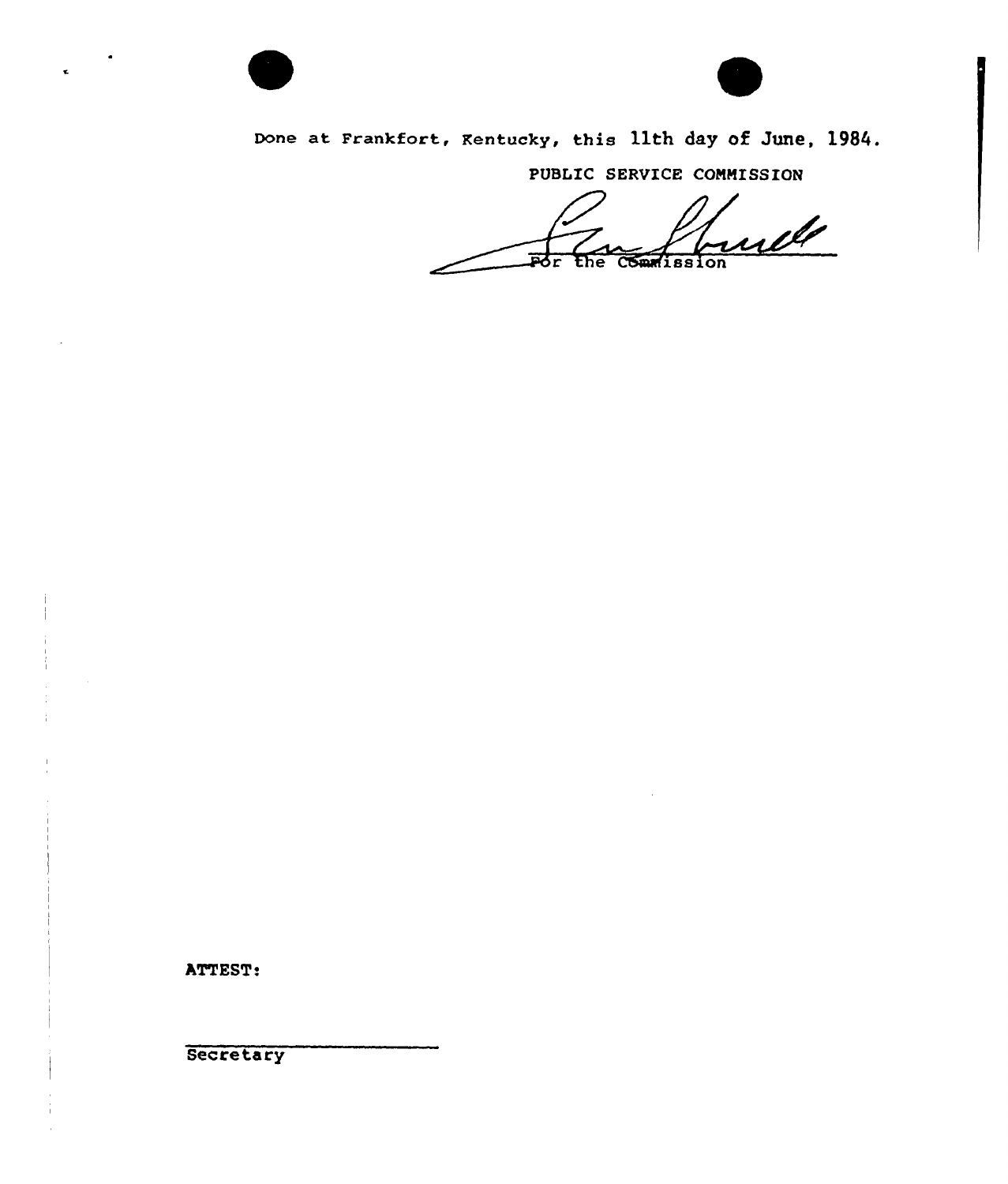Done at Frankfort, Kentucky, this 11th day of June, 1984.

PUBLIC SERVICE COMMISSION

For the Commission

ATTEST:

Secretary